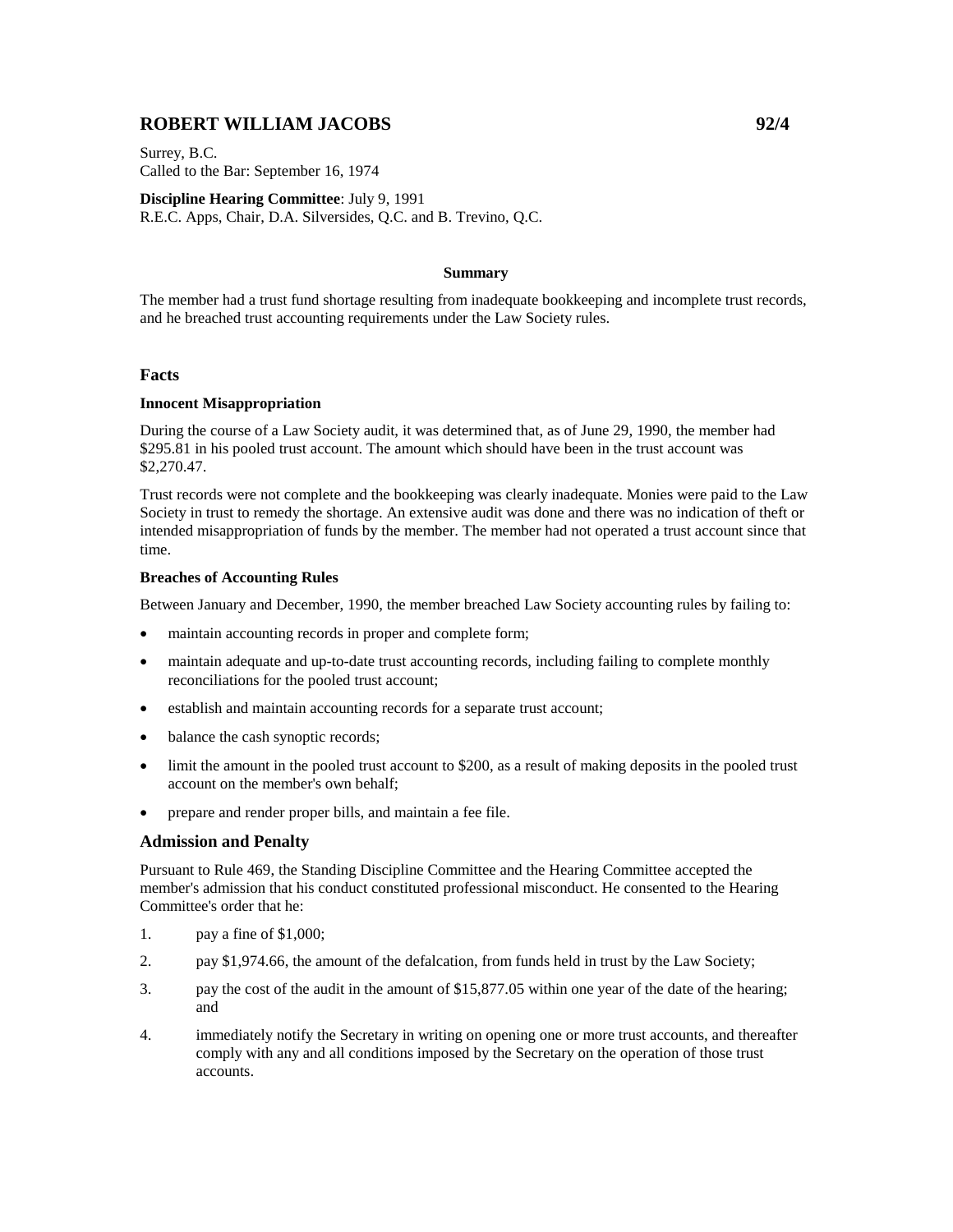# ROBERT WILLIAM JACOBS 92/4

Surrey, B.C.
Called to the Bar: September 16, 1974

**Discipline Hearing Committee**: July 9, 1991
R.E.C. Apps, Chair, D.A. Silversides, Q.C. and B. Trevino, Q.C.

**Summary**

The member had a trust fund shortage resulting from inadequate bookkeeping and incomplete trust records, and he breached trust accounting requirements under the Law Society rules.

## Facts

### Innocent Misappropriation

During the course of a Law Society audit, it was determined that, as of June 29, 1990, the member had $295.81 in his pooled trust account. The amount which should have been in the trust account was $2,270.47.

Trust records were not complete and the bookkeeping was clearly inadequate. Monies were paid to the Law Society in trust to remedy the shortage. An extensive audit was done and there was no indication of theft or intended misappropriation of funds by the member. The member had not operated a trust account since that time.

### Breaches of Accounting Rules

Between January and December, 1990, the member breached Law Society accounting rules by failing to:

- maintain accounting records in proper and complete form;
- maintain adequate and up-to-date trust accounting records, including failing to complete monthly reconciliations for the pooled trust account;
- establish and maintain accounting records for a separate trust account;
- balance the cash synoptic records;
- limit the amount in the pooled trust account to $200, as a result of making deposits in the pooled trust account on the member's own behalf;
- prepare and render proper bills, and maintain a fee file.

## Admission and Penalty

Pursuant to Rule 469, the Standing Discipline Committee and the Hearing Committee accepted the member's admission that his conduct constituted professional misconduct. He consented to the Hearing Committee's order that he:

1. pay a fine of $1,000;
2. pay $1,974.66, the amount of the defalcation, from funds held in trust by the Law Society;
3. pay the cost of the audit in the amount of $15,877.05 within one year of the date of the hearing; and
4. immediately notify the Secretary in writing on opening one or more trust accounts, and thereafter comply with any and all conditions imposed by the Secretary on the operation of those trust accounts.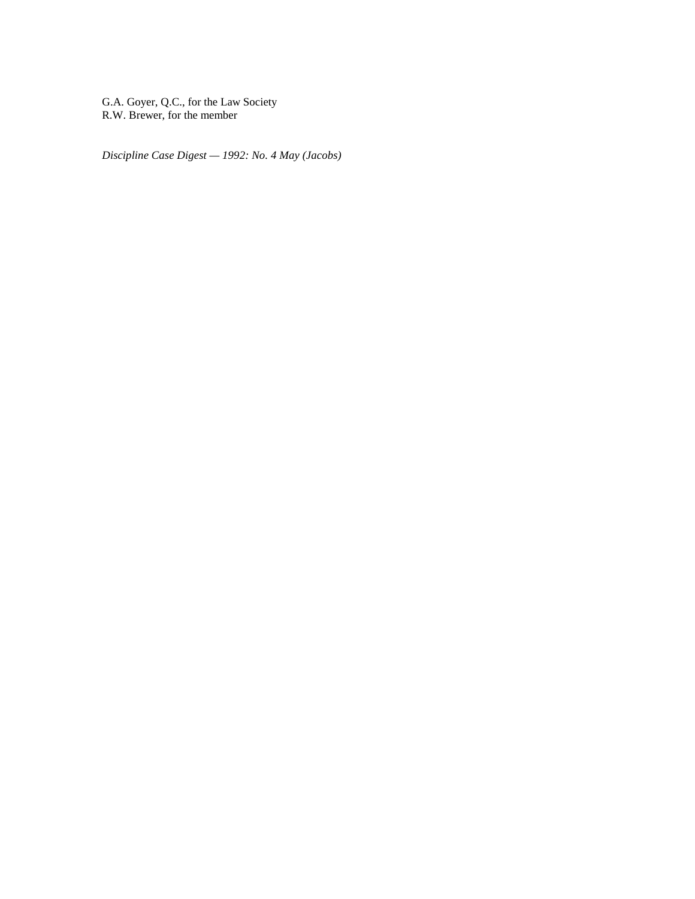G.A. Goyer, Q.C., for the Law Society
R.W. Brewer, for the member

*Discipline Case Digest — 1992: No. 4 May (Jacobs)*